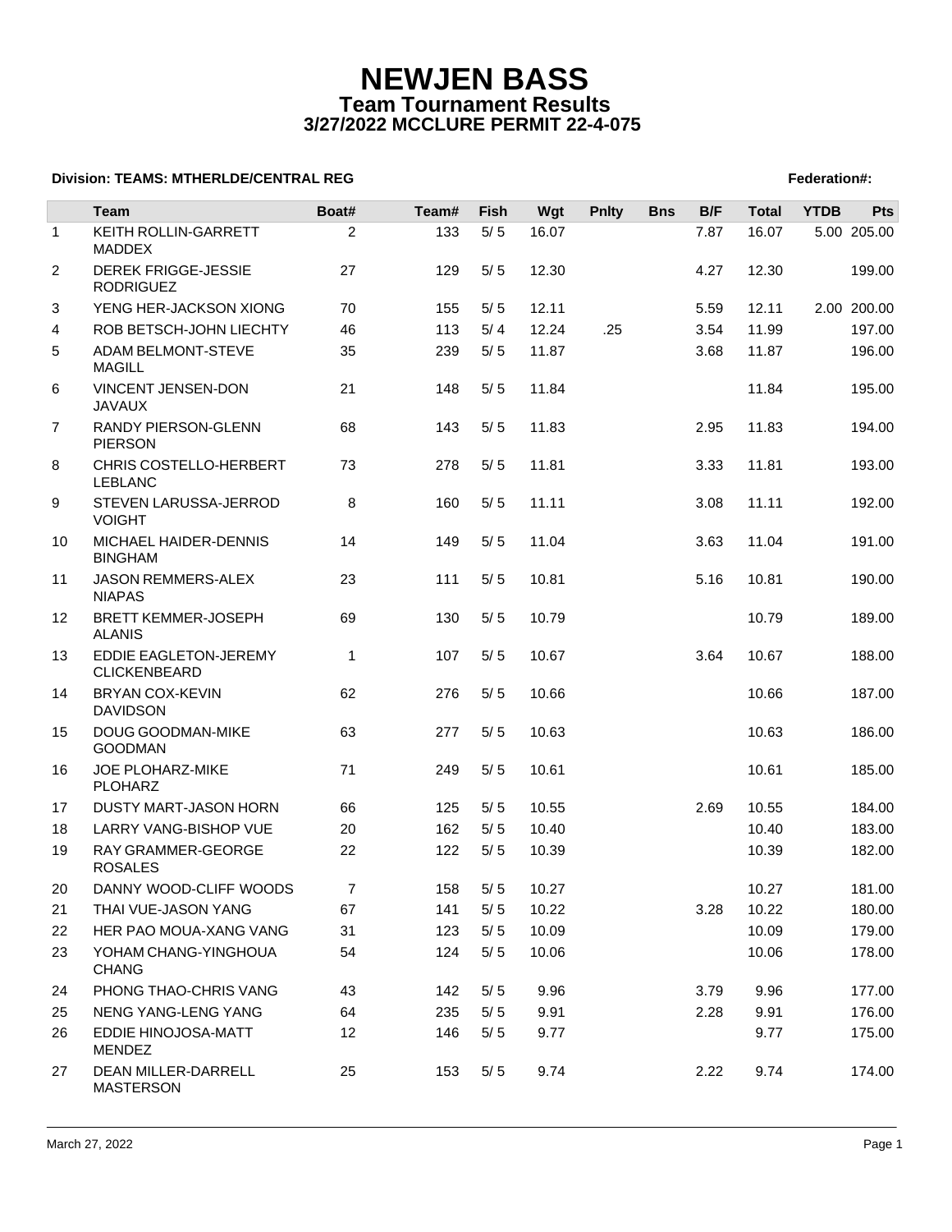# NEWJEN BASS

## Team Tournament Results

### 3/27/2022 MCCLURE PERMIT 22-4-075

**Division: TEAMS: MTHERLDE/CENTRAL REG** **Federation#:**

| | Team | Boat# | Team# | Fish | Wgt | Pnlty | Bns | B/F | Total | YTDB | Pts |
|---|---|---|---|---|---|---|---|---|---|---|---|
| 1 | KEITH ROLLIN-GARRETT MADDEX | 2 | 133 | 5/ 5 | 16.07 | | | 7.87 | 16.07 | 5.00 | 205.00 |
| 2 | DEREK FRIGGE-JESSIE RODRIGUEZ | 27 | 129 | 5/ 5 | 12.30 | | | 4.27 | 12.30 | | 199.00 |
| 3 | YENG HER-JACKSON XIONG | 70 | 155 | 5/ 5 | 12.11 | | | 5.59 | 12.11 | 2.00 | 200.00 |
| 4 | ROB BETSCH-JOHN LIECHTY | 46 | 113 | 5/ 4 | 12.24 | .25 | | 3.54 | 11.99 | | 197.00 |
| 5 | ADAM BELMONT-STEVE MAGILL | 35 | 239 | 5/ 5 | 11.87 | | | 3.68 | 11.87 | | 196.00 |
| 6 | VINCENT JENSEN-DON JAVAUX | 21 | 148 | 5/ 5 | 11.84 | | | | 11.84 | | 195.00 |
| 7 | RANDY PIERSON-GLENN PIERSON | 68 | 143 | 5/ 5 | 11.83 | | | 2.95 | 11.83 | | 194.00 |
| 8 | CHRIS COSTELLO-HERBERT LEBLANC | 73 | 278 | 5/ 5 | 11.81 | | | 3.33 | 11.81 | | 193.00 |
| 9 | STEVEN LARUSSA-JERROD VOIGHT | 8 | 160 | 5/ 5 | 11.11 | | | 3.08 | 11.11 | | 192.00 |
| 10 | MICHAEL HAIDER-DENNIS BINGHAM | 14 | 149 | 5/ 5 | 11.04 | | | 3.63 | 11.04 | | 191.00 |
| 11 | JASON REMMERS-ALEX NIAPAS | 23 | 111 | 5/ 5 | 10.81 | | | 5.16 | 10.81 | | 190.00 |
| 12 | BRETT KEMMER-JOSEPH ALANIS | 69 | 130 | 5/ 5 | 10.79 | | | | 10.79 | | 189.00 |
| 13 | EDDIE EAGLETON-JEREMY CLICKENBEARD | 1 | 107 | 5/ 5 | 10.67 | | | 3.64 | 10.67 | | 188.00 |
| 14 | BRYAN COX-KEVIN DAVIDSON | 62 | 276 | 5/ 5 | 10.66 | | | | 10.66 | | 187.00 |
| 15 | DOUG GOODMAN-MIKE GOODMAN | 63 | 277 | 5/ 5 | 10.63 | | | | 10.63 | | 186.00 |
| 16 | JOE PLOHARZ-MIKE PLOHARZ | 71 | 249 | 5/ 5 | 10.61 | | | | 10.61 | | 185.00 |
| 17 | DUSTY MART-JASON HORN | 66 | 125 | 5/ 5 | 10.55 | | | 2.69 | 10.55 | | 184.00 |
| 18 | LARRY VANG-BISHOP VUE | 20 | 162 | 5/ 5 | 10.40 | | | | 10.40 | | 183.00 |
| 19 | RAY GRAMMER-GEORGE ROSALES | 22 | 122 | 5/ 5 | 10.39 | | | | 10.39 | | 182.00 |
| 20 | DANNY WOOD-CLIFF WOODS | 7 | 158 | 5/ 5 | 10.27 | | | | 10.27 | | 181.00 |
| 21 | THAI VUE-JASON YANG | 67 | 141 | 5/ 5 | 10.22 | | | 3.28 | 10.22 | | 180.00 |
| 22 | HER PAO MOUA-XANG VANG | 31 | 123 | 5/ 5 | 10.09 | | | | 10.09 | | 179.00 |
| 23 | YOHAM CHANG-YINGHOUA CHANG | 54 | 124 | 5/ 5 | 10.06 | | | | 10.06 | | 178.00 |
| 24 | PHONG THAO-CHRIS VANG | 43 | 142 | 5/ 5 | 9.96 | | | 3.79 | 9.96 | | 177.00 |
| 25 | NENG YANG-LENG YANG | 64 | 235 | 5/ 5 | 9.91 | | | 2.28 | 9.91 | | 176.00 |
| 26 | EDDIE HINOJOSA-MATT MENDEZ | 12 | 146 | 5/ 5 | 9.77 | | | | 9.77 | | 175.00 |
| 27 | DEAN MILLER-DARRELL MASTERSON | 25 | 153 | 5/ 5 | 9.74 | | | 2.22 | 9.74 | | 174.00 |

March 27, 2022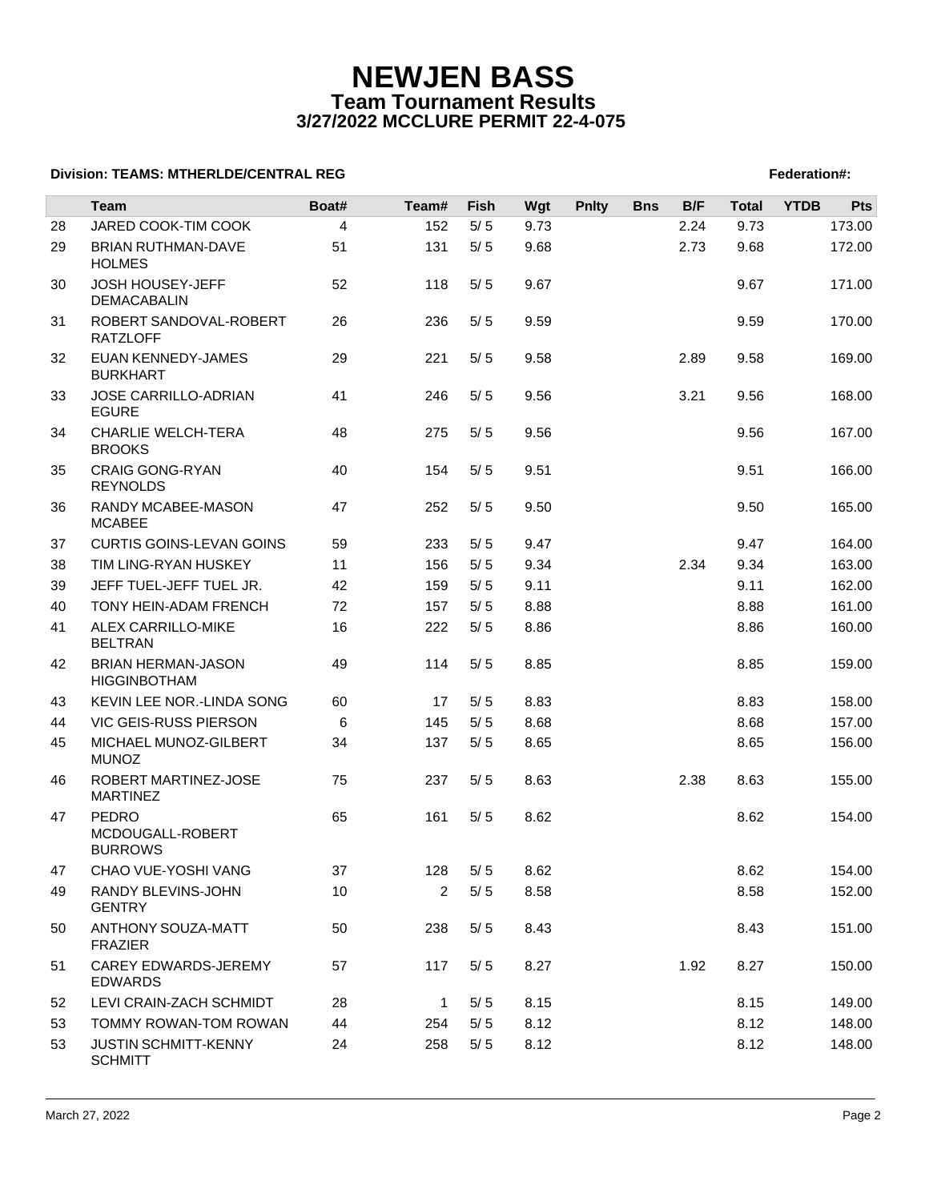# NEWJEN BASS
## Team Tournament Results
### 3/27/2022 MCCLURE PERMIT 22-4-075

**Division: TEAMS: MTHERLDE/CENTRAL REG** **Federation#:**

| | Team | Boat# | Team# | Fish | Wgt | Pnlty | Bns | B/F | Total | YTDB | Pts |
|---|---|---|---|---|---|---|---|---|---|---|---|
| 28 | JARED COOK-TIM COOK | 4 | 152 | 5/ 5 | 9.73 | | | 2.24 | 9.73 | | 173.00 |
| 29 | BRIAN RUTHMAN-DAVE HOLMES | 51 | 131 | 5/ 5 | 9.68 | | | 2.73 | 9.68 | | 172.00 |
| 30 | JOSH HOUSEY-JEFF DEMACABALIN | 52 | 118 | 5/ 5 | 9.67 | | | | 9.67 | | 171.00 |
| 31 | ROBERT SANDOVAL-ROBERT RATZLOFF | 26 | 236 | 5/ 5 | 9.59 | | | | 9.59 | | 170.00 |
| 32 | EUAN KENNEDY-JAMES BURKHART | 29 | 221 | 5/ 5 | 9.58 | | | 2.89 | 9.58 | | 169.00 |
| 33 | JOSE CARRILLO-ADRIAN EGURE | 41 | 246 | 5/ 5 | 9.56 | | | 3.21 | 9.56 | | 168.00 |
| 34 | CHARLIE WELCH-TERA BROOKS | 48 | 275 | 5/ 5 | 9.56 | | | | 9.56 | | 167.00 |
| 35 | CRAIG GONG-RYAN REYNOLDS | 40 | 154 | 5/ 5 | 9.51 | | | | 9.51 | | 166.00 |
| 36 | RANDY MCABEE-MASON MCABEE | 47 | 252 | 5/ 5 | 9.50 | | | | 9.50 | | 165.00 |
| 37 | CURTIS GOINS-LEVAN GOINS | 59 | 233 | 5/ 5 | 9.47 | | | | 9.47 | | 164.00 |
| 38 | TIM LING-RYAN HUSKEY | 11 | 156 | 5/ 5 | 9.34 | | | 2.34 | 9.34 | | 163.00 |
| 39 | JEFF TUEL-JEFF TUEL JR. | 42 | 159 | 5/ 5 | 9.11 | | | | 9.11 | | 162.00 |
| 40 | TONY HEIN-ADAM FRENCH | 72 | 157 | 5/ 5 | 8.88 | | | | 8.88 | | 161.00 |
| 41 | ALEX CARRILLO-MIKE BELTRAN | 16 | 222 | 5/ 5 | 8.86 | | | | 8.86 | | 160.00 |
| 42 | BRIAN HERMAN-JASON HIGGINBOTHAM | 49 | 114 | 5/ 5 | 8.85 | | | | 8.85 | | 159.00 |
| 43 | KEVIN LEE NOR.-LINDA SONG | 60 | 17 | 5/ 5 | 8.83 | | | | 8.83 | | 158.00 |
| 44 | VIC GEIS-RUSS PIERSON | 6 | 145 | 5/ 5 | 8.68 | | | | 8.68 | | 157.00 |
| 45 | MICHAEL MUNOZ-GILBERT MUNOZ | 34 | 137 | 5/ 5 | 8.65 | | | | 8.65 | | 156.00 |
| 46 | ROBERT MARTINEZ-JOSE MARTINEZ | 75 | 237 | 5/ 5 | 8.63 | | | 2.38 | 8.63 | | 155.00 |
| 47 | PEDRO MCDOUGALL-ROBERT BURROWS | 65 | 161 | 5/ 5 | 8.62 | | | | 8.62 | | 154.00 |
| 47 | CHAO VUE-YOSHI VANG | 37 | 128 | 5/ 5 | 8.62 | | | | 8.62 | | 154.00 |
| 49 | RANDY BLEVINS-JOHN GENTRY | 10 | 2 | 5/ 5 | 8.58 | | | | 8.58 | | 152.00 |
| 50 | ANTHONY SOUZA-MATT FRAZIER | 50 | 238 | 5/ 5 | 8.43 | | | | 8.43 | | 151.00 |
| 51 | CAREY EDWARDS-JEREMY EDWARDS | 57 | 117 | 5/ 5 | 8.27 | | | 1.92 | 8.27 | | 150.00 |
| 52 | LEVI CRAIN-ZACH SCHMIDT | 28 | 1 | 5/ 5 | 8.15 | | | | 8.15 | | 149.00 |
| 53 | TOMMY ROWAN-TOM ROWAN | 44 | 254 | 5/ 5 | 8.12 | | | | 8.12 | | 148.00 |
| 53 | JUSTIN SCHMITT-KENNY SCHMITT | 24 | 258 | 5/ 5 | 8.12 | | | | 8.12 | | 148.00 |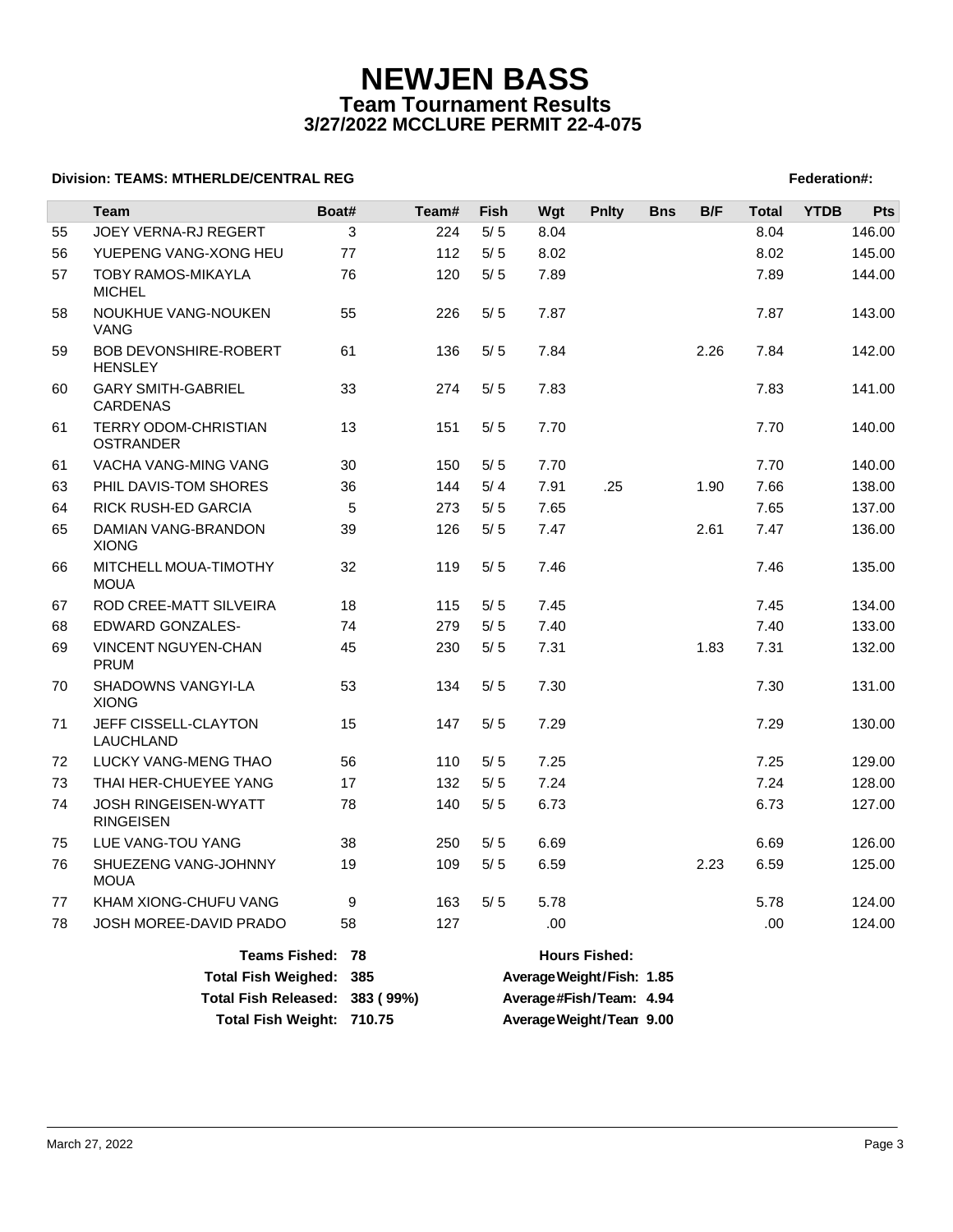# NEWJEN BASS
## Team Tournament Results
### 3/27/2022 MCCLURE PERMIT 22-4-075

**Division: TEAMS: MTHERLDE/CENTRAL REG** **Federation#:**

| | Team | Boat# | Team# | Fish | Wgt | Pnlty | Bns | B/F | Total | YTDB | Pts |
|---|---|---|---|---|---|---|---|---|---|---|---|
| 55 | JOEY VERNA-RJ REGERT | 3 | 224 | 5/ 5 | 8.04 | | | | 8.04 | | 146.00 |
| 56 | YUEPENG VANG-XONG HEU | 77 | 112 | 5/ 5 | 8.02 | | | | 8.02 | | 145.00 |
| 57 | TOBY RAMOS-MIKAYLA MICHEL | 76 | 120 | 5/ 5 | 7.89 | | | | 7.89 | | 144.00 |
| 58 | NOUKHUE VANG-NOUKEN VANG | 55 | 226 | 5/ 5 | 7.87 | | | | 7.87 | | 143.00 |
| 59 | BOB DEVONSHIRE-ROBERT HENSLEY | 61 | 136 | 5/ 5 | 7.84 | | | 2.26 | 7.84 | | 142.00 |
| 60 | GARY SMITH-GABRIEL CARDENAS | 33 | 274 | 5/ 5 | 7.83 | | | | 7.83 | | 141.00 |
| 61 | TERRY ODOM-CHRISTIAN OSTRANDER | 13 | 151 | 5/ 5 | 7.70 | | | | 7.70 | | 140.00 |
| 61 | VACHA VANG-MING VANG | 30 | 150 | 5/ 5 | 7.70 | | | | 7.70 | | 140.00 |
| 63 | PHIL DAVIS-TOM SHORES | 36 | 144 | 5/ 4 | 7.91 | .25 | | 1.90 | 7.66 | | 138.00 |
| 64 | RICK RUSH-ED GARCIA | 5 | 273 | 5/ 5 | 7.65 | | | | 7.65 | | 137.00 |
| 65 | DAMIAN VANG-BRANDON XIONG | 39 | 126 | 5/ 5 | 7.47 | | | 2.61 | 7.47 | | 136.00 |
| 66 | MITCHELL MOUA-TIMOTHY MOUA | 32 | 119 | 5/ 5 | 7.46 | | | | 7.46 | | 135.00 |
| 67 | ROD CREE-MATT SILVEIRA | 18 | 115 | 5/ 5 | 7.45 | | | | 7.45 | | 134.00 |
| 68 | EDWARD GONZALES- | 74 | 279 | 5/ 5 | 7.40 | | | | 7.40 | | 133.00 |
| 69 | VINCENT NGUYEN-CHAN PRUM | 45 | 230 | 5/ 5 | 7.31 | | | 1.83 | 7.31 | | 132.00 |
| 70 | SHADOWNS VANGYI-LA XIONG | 53 | 134 | 5/ 5 | 7.30 | | | | 7.30 | | 131.00 |
| 71 | JEFF CISSELL-CLAYTON LAUCHLAND | 15 | 147 | 5/ 5 | 7.29 | | | | 7.29 | | 130.00 |
| 72 | LUCKY VANG-MENG THAO | 56 | 110 | 5/ 5 | 7.25 | | | | 7.25 | | 129.00 |
| 73 | THAI HER-CHUEYEE YANG | 17 | 132 | 5/ 5 | 7.24 | | | | 7.24 | | 128.00 |
| 74 | JOSH RINGEISEN-WYATT RINGEISEN | 78 | 140 | 5/ 5 | 6.73 | | | | 6.73 | | 127.00 |
| 75 | LUE VANG-TOU YANG | 38 | 250 | 5/ 5 | 6.69 | | | | 6.69 | | 126.00 |
| 76 | SHUEZENG VANG-JOHNNY MOUA | 19 | 109 | 5/ 5 | 6.59 | | | 2.23 | 6.59 | | 125.00 |
| 77 | KHAM XIONG-CHUFU VANG | 9 | 163 | 5/ 5 | 5.78 | | | | 5.78 | | 124.00 |
| 78 | JOSH MOREE-DAVID PRADO | 58 | 127 | | .00 | | | | .00 | | 124.00 |

**Teams Fished:** 78
**Total Fish Weighed:** 385
**Total Fish Released:** 383 ( 99%)
**Total Fish Weight:** 710.75

**Hours Fished:**
**Average Weight/Fish:** 1.85
**Average#Fish/Team:** 4.94
**Average Weight/Tean** 9.00

March 27, 2022